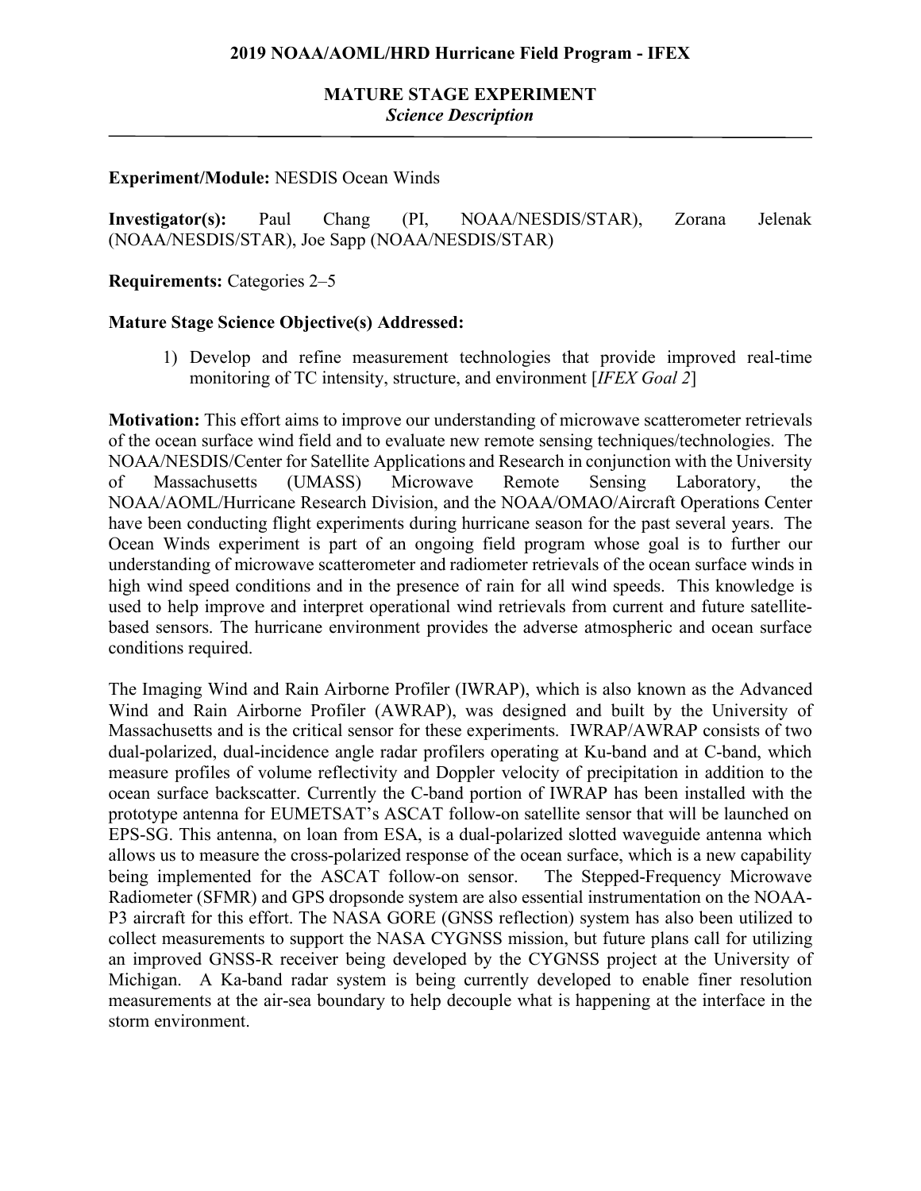**2019 NOAA/AOML/HRD Hurricane Field Program - IFEX**

**MATURE STAGE EXPERIMENT**
***Science Description***

---

**Experiment/Module:** NESDIS Ocean Winds

**Investigator(s):** Paul Chang (PI, NOAA/NESDIS/STAR), Zorana Jelenak (NOAA/NESDIS/STAR), Joe Sapp (NOAA/NESDIS/STAR)

**Requirements:** Categories 2–5

**Mature Stage Science Objective(s) Addressed:**

1) Develop and refine measurement technologies that provide improved real-time monitoring of TC intensity, structure, and environment [*IFEX Goal 2*]

**Motivation:** This effort aims to improve our understanding of microwave scatterometer retrievals of the ocean surface wind field and to evaluate new remote sensing techniques/technologies. The NOAA/NESDIS/Center for Satellite Applications and Research in conjunction with the University of Massachusetts (UMASS) Microwave Remote Sensing Laboratory, the NOAA/AOML/Hurricane Research Division, and the NOAA/OMAO/Aircraft Operations Center have been conducting flight experiments during hurricane season for the past several years. The Ocean Winds experiment is part of an ongoing field program whose goal is to further our understanding of microwave scatterometer and radiometer retrievals of the ocean surface winds in high wind speed conditions and in the presence of rain for all wind speeds. This knowledge is used to help improve and interpret operational wind retrievals from current and future satellite-based sensors. The hurricane environment provides the adverse atmospheric and ocean surface conditions required.

The Imaging Wind and Rain Airborne Profiler (IWRAP), which is also known as the Advanced Wind and Rain Airborne Profiler (AWRAP), was designed and built by the University of Massachusetts and is the critical sensor for these experiments. IWRAP/AWRAP consists of two dual-polarized, dual-incidence angle radar profilers operating at Ku-band and at C-band, which measure profiles of volume reflectivity and Doppler velocity of precipitation in addition to the ocean surface backscatter. Currently the C-band portion of IWRAP has been installed with the prototype antenna for EUMETSAT's ASCAT follow-on satellite sensor that will be launched on EPS-SG. This antenna, on loan from ESA, is a dual-polarized slotted waveguide antenna which allows us to measure the cross-polarized response of the ocean surface, which is a new capability being implemented for the ASCAT follow-on sensor. The Stepped-Frequency Microwave Radiometer (SFMR) and GPS dropsonde system are also essential instrumentation on the NOAA-P3 aircraft for this effort. The NASA GORE (GNSS reflection) system has also been utilized to collect measurements to support the NASA CYGNSS mission, but future plans call for utilizing an improved GNSS-R receiver being developed by the CYGNSS project at the University of Michigan. A Ka-band radar system is being currently developed to enable finer resolution measurements at the air-sea boundary to help decouple what is happening at the interface in the storm environment.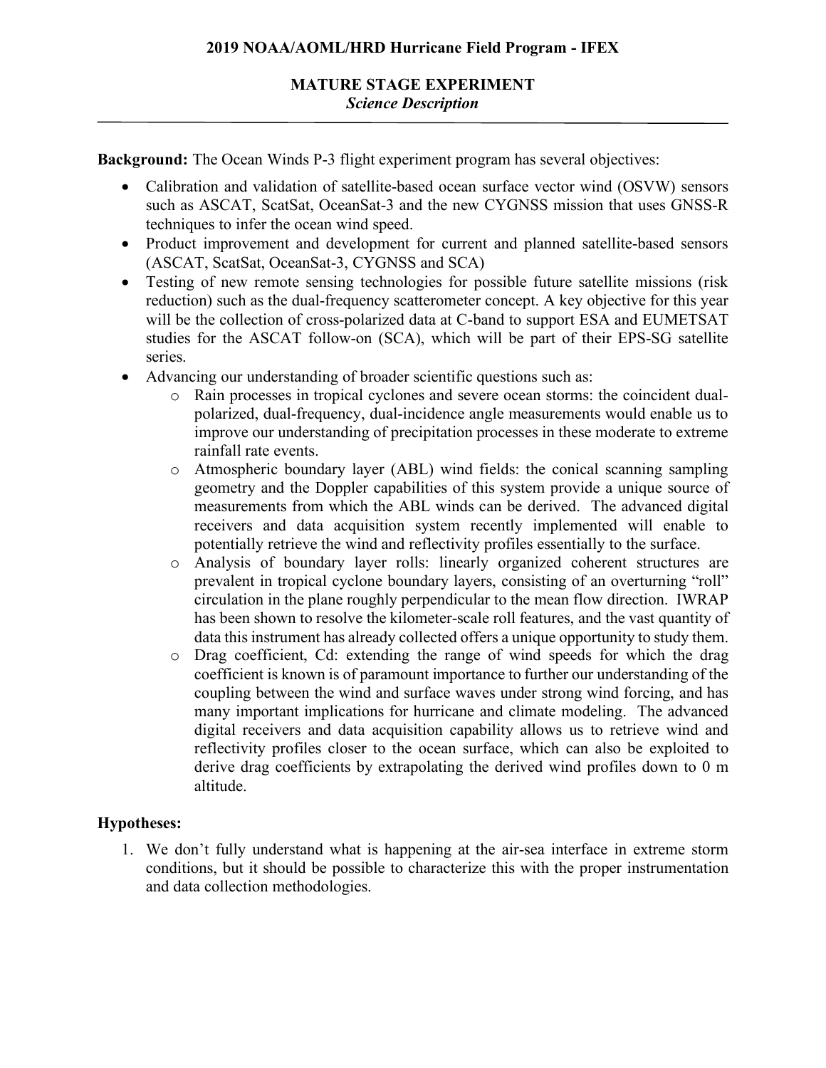**2019 NOAA/AOML/HRD Hurricane Field Program - IFEX**

**MATURE STAGE EXPERIMENT**
***Science Description***

---

**Background:** The Ocean Winds P-3 flight experiment program has several objectives:

- Calibration and validation of satellite-based ocean surface vector wind (OSVW) sensors such as ASCAT, ScatSat, OceanSat-3 and the new CYGNSS mission that uses GNSS-R techniques to infer the ocean wind speed.
- Product improvement and development for current and planned satellite-based sensors (ASCAT, ScatSat, OceanSat-3, CYGNSS and SCA)
- Testing of new remote sensing technologies for possible future satellite missions (risk reduction) such as the dual-frequency scatterometer concept. A key objective for this year will be the collection of cross-polarized data at C-band to support ESA and EUMETSAT studies for the ASCAT follow-on (SCA), which will be part of their EPS-SG satellite series.
- Advancing our understanding of broader scientific questions such as:
    - Rain processes in tropical cyclones and severe ocean storms: the coincident dual-polarized, dual-frequency, dual-incidence angle measurements would enable us to improve our understanding of precipitation processes in these moderate to extreme rainfall rate events.
    - Atmospheric boundary layer (ABL) wind fields: the conical scanning sampling geometry and the Doppler capabilities of this system provide a unique source of measurements from which the ABL winds can be derived. The advanced digital receivers and data acquisition system recently implemented will enable to potentially retrieve the wind and reflectivity profiles essentially to the surface.
    - Analysis of boundary layer rolls: linearly organized coherent structures are prevalent in tropical cyclone boundary layers, consisting of an overturning "roll" circulation in the plane roughly perpendicular to the mean flow direction. IWRAP has been shown to resolve the kilometer-scale roll features, and the vast quantity of data this instrument has already collected offers a unique opportunity to study them.
    - Drag coefficient, Cd: extending the range of wind speeds for which the drag coefficient is known is of paramount importance to further our understanding of the coupling between the wind and surface waves under strong wind forcing, and has many important implications for hurricane and climate modeling. The advanced digital receivers and data acquisition capability allows us to retrieve wind and reflectivity profiles closer to the ocean surface, which can also be exploited to derive drag coefficients by extrapolating the derived wind profiles down to 0 m altitude.

**Hypotheses:**

1. We don't fully understand what is happening at the air-sea interface in extreme storm conditions, but it should be possible to characterize this with the proper instrumentation and data collection methodologies.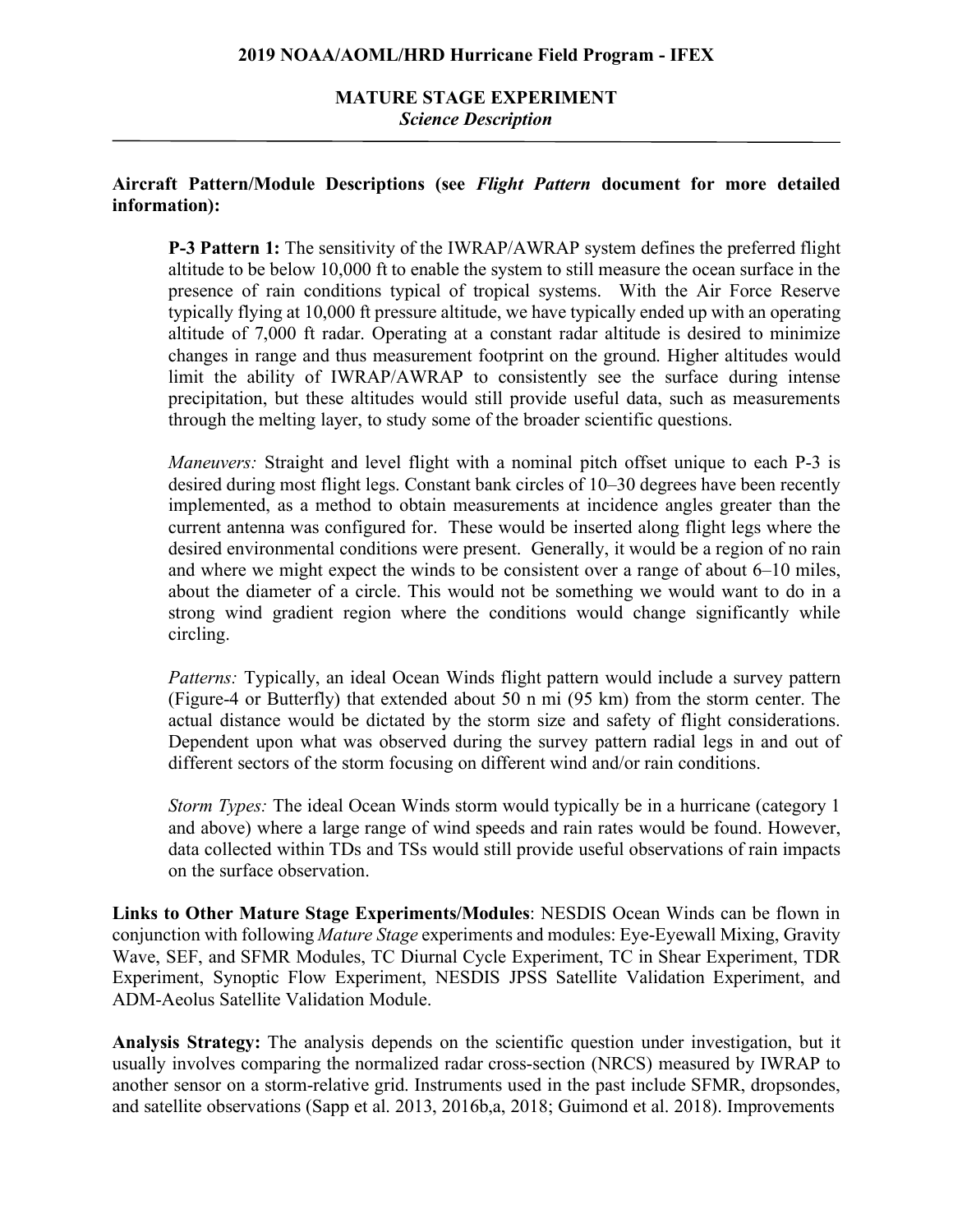## MATURE STAGE EXPERIMENT

*Science Description*

**Aircraft Pattern/Module Descriptions (see *Flight Pattern* document for more detailed information):**

**P-3 Pattern 1:** The sensitivity of the IWRAP/AWRAP system defines the preferred flight altitude to be below 10,000 ft to enable the system to still measure the ocean surface in the presence of rain conditions typical of tropical systems. With the Air Force Reserve typically flying at 10,000 ft pressure altitude, we have typically ended up with an operating altitude of 7,000 ft radar. Operating at a constant radar altitude is desired to minimize changes in range and thus measurement footprint on the ground. Higher altitudes would limit the ability of IWRAP/AWRAP to consistently see the surface during intense precipitation, but these altitudes would still provide useful data, such as measurements through the melting layer, to study some of the broader scientific questions.

*Maneuvers:* Straight and level flight with a nominal pitch offset unique to each P-3 is desired during most flight legs. Constant bank circles of 10–30 degrees have been recently implemented, as a method to obtain measurements at incidence angles greater than the current antenna was configured for. These would be inserted along flight legs where the desired environmental conditions were present. Generally, it would be a region of no rain and where we might expect the winds to be consistent over a range of about 6–10 miles, about the diameter of a circle. This would not be something we would want to do in a strong wind gradient region where the conditions would change significantly while circling.

*Patterns:* Typically, an ideal Ocean Winds flight pattern would include a survey pattern (Figure-4 or Butterfly) that extended about 50 n mi (95 km) from the storm center. The actual distance would be dictated by the storm size and safety of flight considerations. Dependent upon what was observed during the survey pattern radial legs in and out of different sectors of the storm focusing on different wind and/or rain conditions.

*Storm Types:* The ideal Ocean Winds storm would typically be in a hurricane (category 1 and above) where a large range of wind speeds and rain rates would be found. However, data collected within TDs and TSs would still provide useful observations of rain impacts on the surface observation.

**Links to Other Mature Stage Experiments/Modules**: NESDIS Ocean Winds can be flown in conjunction with following *Mature Stage* experiments and modules: Eye-Eyewall Mixing, Gravity Wave, SEF, and SFMR Modules, TC Diurnal Cycle Experiment, TC in Shear Experiment, TDR Experiment, Synoptic Flow Experiment, NESDIS JPSS Satellite Validation Experiment, and ADM-Aeolus Satellite Validation Module.

**Analysis Strategy:** The analysis depends on the scientific question under investigation, but it usually involves comparing the normalized radar cross-section (NRCS) measured by IWRAP to another sensor on a storm-relative grid. Instruments used in the past include SFMR, dropsondes, and satellite observations (Sapp et al. 2013, 2016b,a, 2018; Guimond et al. 2018). Improvements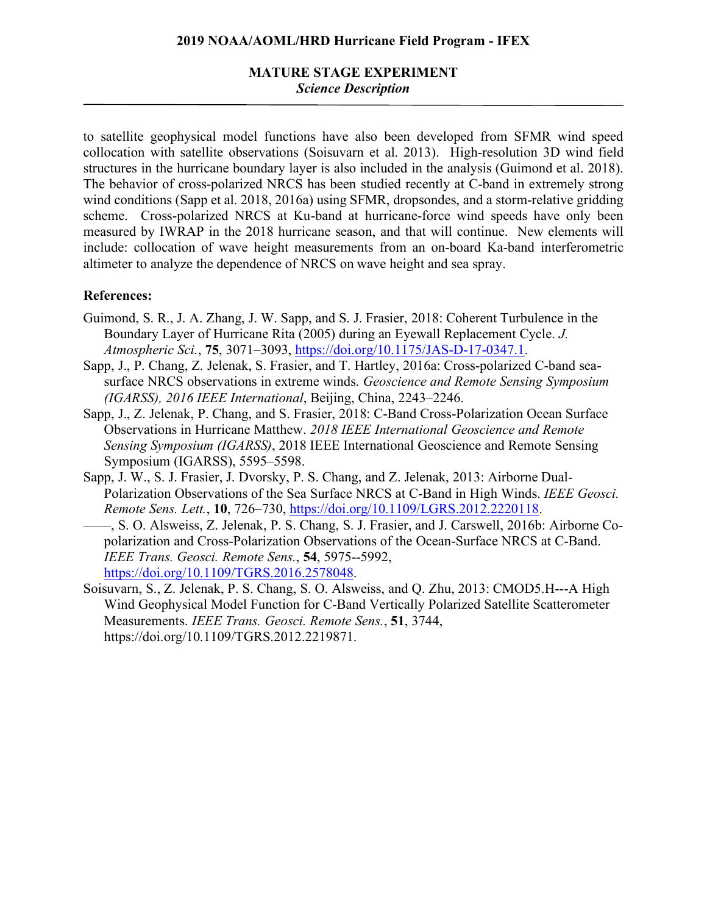to satellite geophysical model functions have also been developed from SFMR wind speed collocation with satellite observations (Soisuvarn et al. 2013). High-resolution 3D wind field structures in the hurricane boundary layer is also included in the analysis (Guimond et al. 2018). The behavior of cross-polarized NRCS has been studied recently at C-band in extremely strong wind conditions (Sapp et al. 2018, 2016a) using SFMR, dropsondes, and a storm-relative gridding scheme. Cross-polarized NRCS at Ku-band at hurricane-force wind speeds have only been measured by IWRAP in the 2018 hurricane season, and that will continue. New elements will include: collocation of wave height measurements from an on-board Ka-band interferometric altimeter to analyze the dependence of NRCS on wave height and sea spray.

**References:**

Guimond, S. R., J. A. Zhang, J. W. Sapp, and S. J. Frasier, 2018: Coherent Turbulence in the Boundary Layer of Hurricane Rita (2005) during an Eyewall Replacement Cycle. *J. Atmospheric Sci.*, **75**, 3071–3093, https://doi.org/10.1175/JAS-D-17-0347.1.

Sapp, J., P. Chang, Z. Jelenak, S. Frasier, and T. Hartley, 2016a: Cross-polarized C-band sea-surface NRCS observations in extreme winds. *Geoscience and Remote Sensing Symposium (IGARSS), 2016 IEEE International*, Beijing, China, 2243–2246.

Sapp, J., Z. Jelenak, P. Chang, and S. Frasier, 2018: C-Band Cross-Polarization Ocean Surface Observations in Hurricane Matthew. *2018 IEEE International Geoscience and Remote Sensing Symposium (IGARSS)*, 2018 IEEE International Geoscience and Remote Sensing Symposium (IGARSS), 5595–5598.

Sapp, J. W., S. J. Frasier, J. Dvorsky, P. S. Chang, and Z. Jelenak, 2013: Airborne Dual-Polarization Observations of the Sea Surface NRCS at C-Band in High Winds. *IEEE Geosci. Remote Sens. Lett.*, **10**, 726–730, https://doi.org/10.1109/LGRS.2012.2220118.

——, S. O. Alsweiss, Z. Jelenak, P. S. Chang, S. J. Frasier, and J. Carswell, 2016b: Airborne Co-polarization and Cross-Polarization Observations of the Ocean-Surface NRCS at C-Band. *IEEE Trans. Geosci. Remote Sens.*, **54**, 5975--5992, https://doi.org/10.1109/TGRS.2016.2578048.

Soisuvarn, S., Z. Jelenak, P. S. Chang, S. O. Alsweiss, and Q. Zhu, 2013: CMOD5.H---A High Wind Geophysical Model Function for C-Band Vertically Polarized Satellite Scatterometer Measurements. *IEEE Trans. Geosci. Remote Sens.*, **51**, 3744, https://doi.org/10.1109/TGRS.2012.2219871.